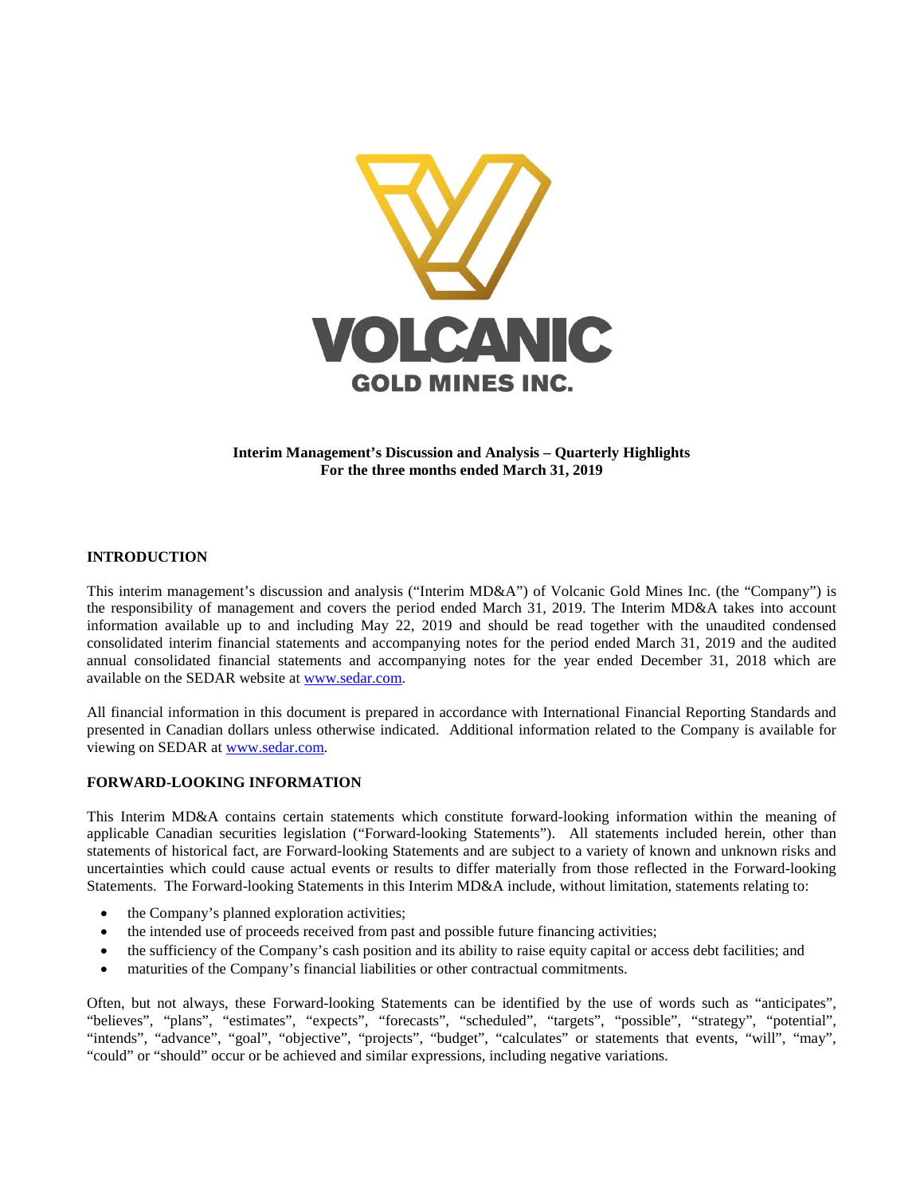VOLCANIC

GOLD MINES INC.

**Interim Management's Discussion and Analysis – Quarterly Highlights**
**For the three months ended March 31, 2019**

## INTRODUCTION

This interim management's discussion and analysis ("Interim MD&A") of Volcanic Gold Mines Inc. (the "Company") is the responsibility of management and covers the period ended March 31, 2019. The Interim MD&A takes into account information available up to and including May 22, 2019 and should be read together with the unaudited condensed consolidated interim financial statements and accompanying notes for the period ended March 31, 2019 and the audited annual consolidated financial statements and accompanying notes for the year ended December 31, 2018 which are available on the SEDAR website at www.sedar.com.

All financial information in this document is prepared in accordance with International Financial Reporting Standards and presented in Canadian dollars unless otherwise indicated. Additional information related to the Company is available for viewing on SEDAR at www.sedar.com.

## FORWARD-LOOKING INFORMATION

This Interim MD&A contains certain statements which constitute forward-looking information within the meaning of applicable Canadian securities legislation ("Forward-looking Statements"). All statements included herein, other than statements of historical fact, are Forward-looking Statements and are subject to a variety of known and unknown risks and uncertainties which could cause actual events or results to differ materially from those reflected in the Forward-looking Statements. The Forward-looking Statements in this Interim MD&A include, without limitation, statements relating to:

- the Company's planned exploration activities;
- the intended use of proceeds received from past and possible future financing activities;
- the sufficiency of the Company's cash position and its ability to raise equity capital or access debt facilities; and
- maturities of the Company's financial liabilities or other contractual commitments.

Often, but not always, these Forward-looking Statements can be identified by the use of words such as "anticipates", "believes", "plans", "estimates", "expects", "forecasts", "scheduled", "targets", "possible", "strategy", "potential", "intends", "advance", "goal", "objective", "projects", "budget", "calculates" or statements that events, "will", "may", "could" or "should" occur or be achieved and similar expressions, including negative variations.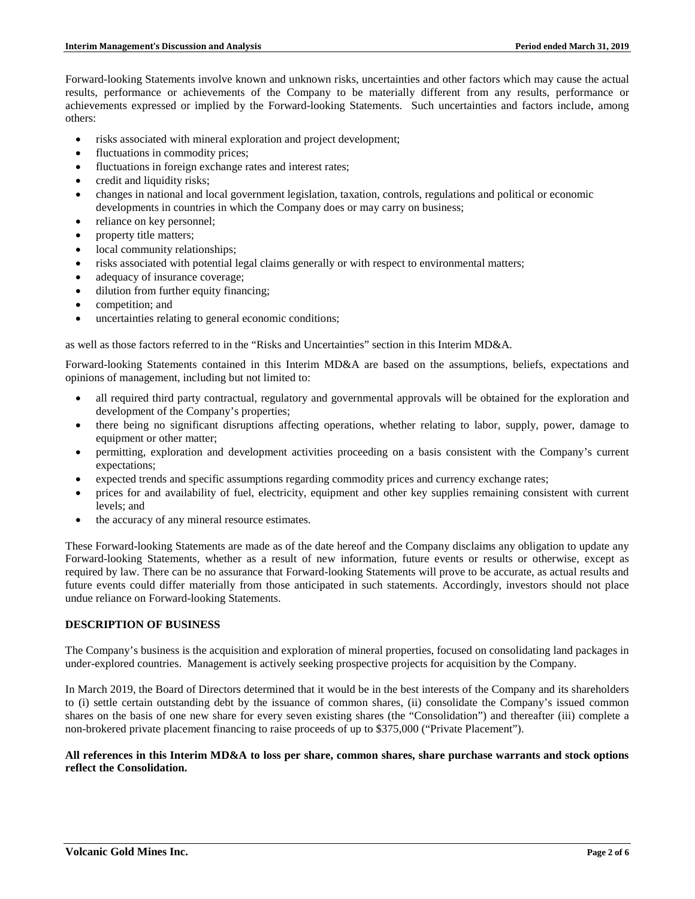Forward-looking Statements involve known and unknown risks, uncertainties and other factors which may cause the actual results, performance or achievements of the Company to be materially different from any results, performance or achievements expressed or implied by the Forward-looking Statements. Such uncertainties and factors include, among others:

- risks associated with mineral exploration and project development;
- fluctuations in commodity prices;
- fluctuations in foreign exchange rates and interest rates;
- credit and liquidity risks;
- changes in national and local government legislation, taxation, controls, regulations and political or economic developments in countries in which the Company does or may carry on business;
- reliance on key personnel;
- property title matters;
- local community relationships;
- risks associated with potential legal claims generally or with respect to environmental matters;
- adequacy of insurance coverage;
- dilution from further equity financing;
- competition; and
- uncertainties relating to general economic conditions;

as well as those factors referred to in the "Risks and Uncertainties" section in this Interim MD&A.

Forward-looking Statements contained in this Interim MD&A are based on the assumptions, beliefs, expectations and opinions of management, including but not limited to:

- all required third party contractual, regulatory and governmental approvals will be obtained for the exploration and development of the Company's properties;
- there being no significant disruptions affecting operations, whether relating to labor, supply, power, damage to equipment or other matter;
- permitting, exploration and development activities proceeding on a basis consistent with the Company's current expectations;
- expected trends and specific assumptions regarding commodity prices and currency exchange rates;
- prices for and availability of fuel, electricity, equipment and other key supplies remaining consistent with current levels; and
- the accuracy of any mineral resource estimates.

These Forward-looking Statements are made as of the date hereof and the Company disclaims any obligation to update any Forward-looking Statements, whether as a result of new information, future events or results or otherwise, except as required by law. There can be no assurance that Forward-looking Statements will prove to be accurate, as actual results and future events could differ materially from those anticipated in such statements. Accordingly, investors should not place undue reliance on Forward-looking Statements.

## DESCRIPTION OF BUSINESS

The Company's business is the acquisition and exploration of mineral properties, focused on consolidating land packages in under-explored countries. Management is actively seeking prospective projects for acquisition by the Company.

In March 2019, the Board of Directors determined that it would be in the best interests of the Company and its shareholders to (i) settle certain outstanding debt by the issuance of common shares, (ii) consolidate the Company's issued common shares on the basis of one new share for every seven existing shares (the "Consolidation") and thereafter (iii) complete a non-brokered private placement financing to raise proceeds of up to $375,000 ("Private Placement").

**All references in this Interim MD&A to loss per share, common shares, share purchase warrants and stock options reflect the Consolidation.**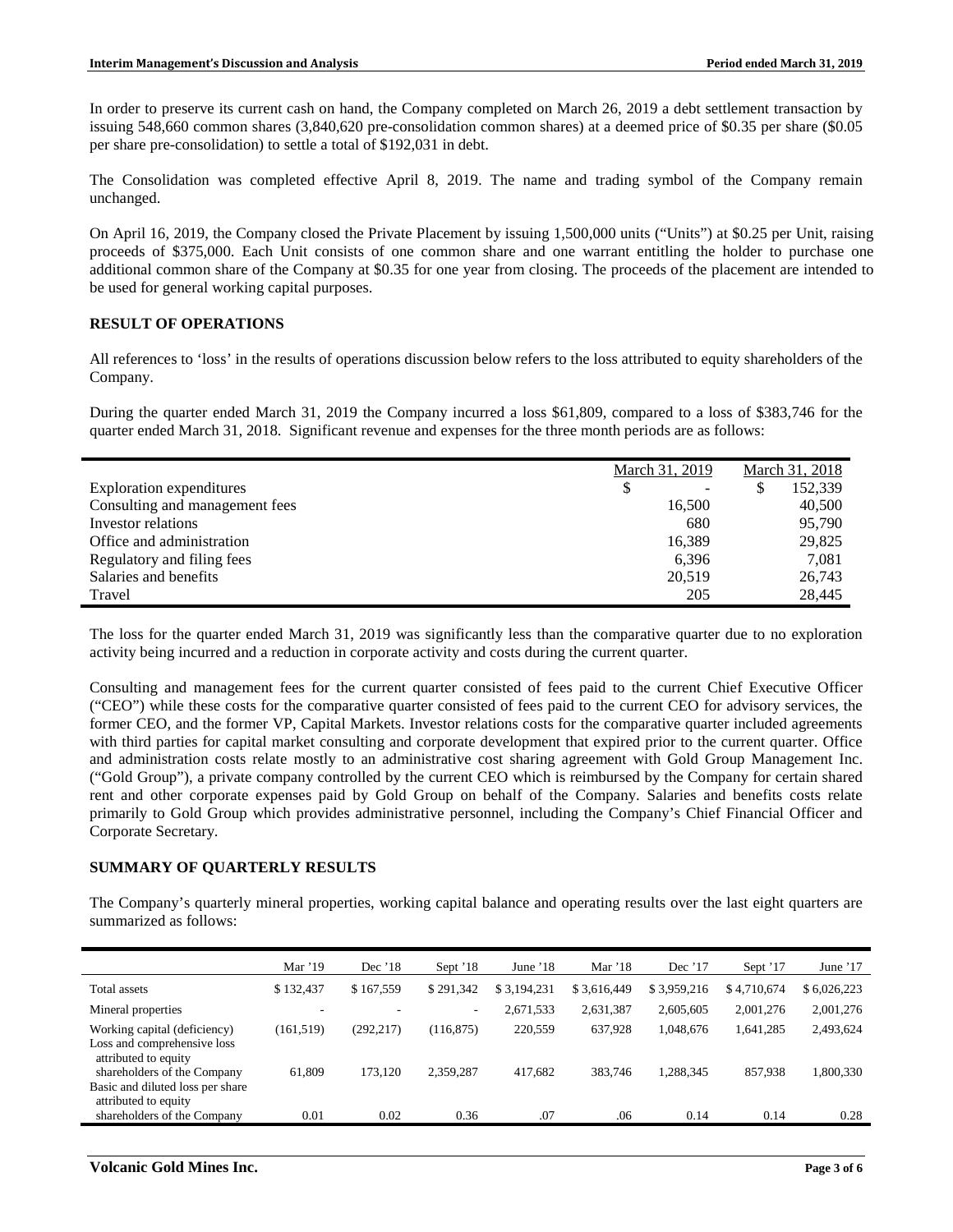In order to preserve its current cash on hand, the Company completed on March 26, 2019 a debt settlement transaction by issuing 548,660 common shares (3,840,620 pre-consolidation common shares) at a deemed price of $0.35 per share ($0.05 per share pre-consolidation) to settle a total of $192,031 in debt.

The Consolidation was completed effective April 8, 2019. The name and trading symbol of the Company remain unchanged.

On April 16, 2019, the Company closed the Private Placement by issuing 1,500,000 units ("Units") at $0.25 per Unit, raising proceeds of $375,000. Each Unit consists of one common share and one warrant entitling the holder to purchase one additional common share of the Company at $0.35 for one year from closing. The proceeds of the placement are intended to be used for general working capital purposes.

## RESULT OF OPERATIONS

All references to 'loss' in the results of operations discussion below refers to the loss attributed to equity shareholders of the Company.

During the quarter ended March 31, 2019 the Company incurred a loss $61,809, compared to a loss of $383,746 for the quarter ended March 31, 2018. Significant revenue and expenses for the three month periods are as follows:

| | March 31, 2019 | March 31, 2018 |
|---|---|---|
| Exploration expenditures | $ - | $ 152,339 |
| Consulting and management fees | 16,500 | 40,500 |
| Investor relations | 680 | 95,790 |
| Office and administration | 16,389 | 29,825 |
| Regulatory and filing fees | 6,396 | 7,081 |
| Salaries and benefits | 20,519 | 26,743 |
| Travel | 205 | 28,445 |

The loss for the quarter ended March 31, 2019 was significantly less than the comparative quarter due to no exploration activity being incurred and a reduction in corporate activity and costs during the current quarter.

Consulting and management fees for the current quarter consisted of fees paid to the current Chief Executive Officer ("CEO") while these costs for the comparative quarter consisted of fees paid to the current CEO for advisory services, the former CEO, and the former VP, Capital Markets. Investor relations costs for the comparative quarter included agreements with third parties for capital market consulting and corporate development that expired prior to the current quarter. Office and administration costs relate mostly to an administrative cost sharing agreement with Gold Group Management Inc. ("Gold Group"), a private company controlled by the current CEO which is reimbursed by the Company for certain shared rent and other corporate expenses paid by Gold Group on behalf of the Company. Salaries and benefits costs relate primarily to Gold Group which provides administrative personnel, including the Company's Chief Financial Officer and Corporate Secretary.

## SUMMARY OF QUARTERLY RESULTS

The Company's quarterly mineral properties, working capital balance and operating results over the last eight quarters are summarized as follows:

| | Mar '19 | Dec '18 | Sept '18 | June '18 | Mar '18 | Dec '17 | Sept '17 | June '17 |
|---|---|---|---|---|---|---|---|---|
| Total assets | $ 132,437 | $ 167,559 | $ 291,342 | $ 3,194,231 | $ 3,616,449 | $ 3,959,216 | $ 4,710,674 | $ 6,026,223 |
| Mineral properties | - | - | - | 2,671,533 | 2,631,387 | 2,605,605 | 2,001,276 | 2,001,276 |
| Working capital (deficiency) | (161,519) | (292,217) | (116,875) | 220,559 | 637,928 | 1,048,676 | 1,641,285 | 2,493,624 |
| Loss and comprehensive loss attributed to equity shareholders of the Company | 61,809 | 173,120 | 2,359,287 | 417,682 | 383,746 | 1,288,345 | 857,938 | 1,800,330 |
| Basic and diluted loss per share attributed to equity shareholders of the Company | 0.01 | 0.02 | 0.36 | .07 | .06 | 0.14 | 0.14 | 0.28 |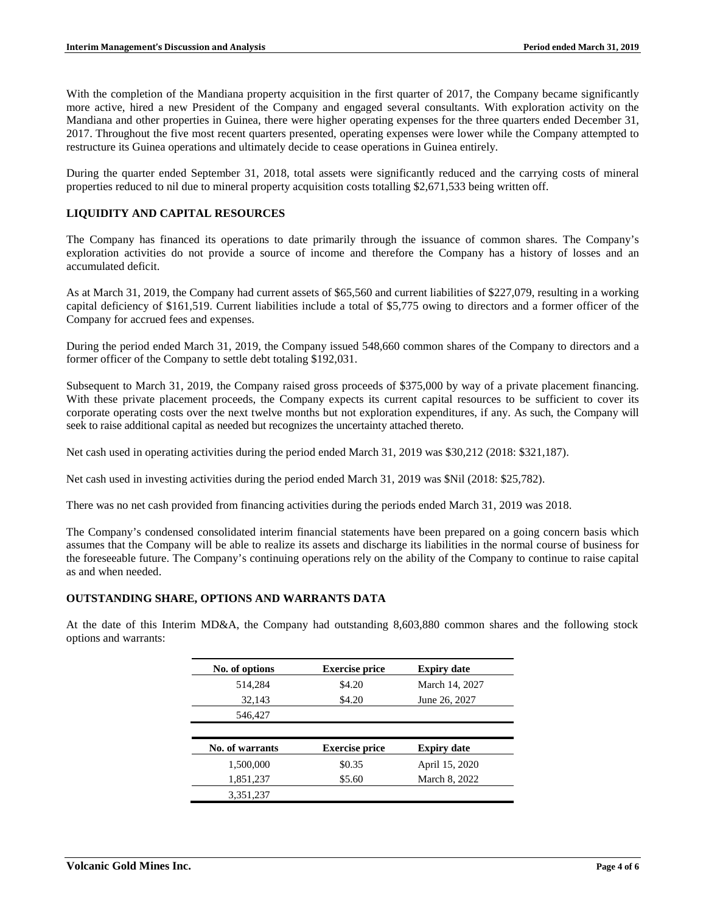With the completion of the Mandiana property acquisition in the first quarter of 2017, the Company became significantly more active, hired a new President of the Company and engaged several consultants. With exploration activity on the Mandiana and other properties in Guinea, there were higher operating expenses for the three quarters ended December 31, 2017. Throughout the five most recent quarters presented, operating expenses were lower while the Company attempted to restructure its Guinea operations and ultimately decide to cease operations in Guinea entirely.

During the quarter ended September 31, 2018, total assets were significantly reduced and the carrying costs of mineral properties reduced to nil due to mineral property acquisition costs totalling $2,671,533 being written off.

## LIQUIDITY AND CAPITAL RESOURCES

The Company has financed its operations to date primarily through the issuance of common shares. The Company's exploration activities do not provide a source of income and therefore the Company has a history of losses and an accumulated deficit.

As at March 31, 2019, the Company had current assets of $65,560 and current liabilities of $227,079, resulting in a working capital deficiency of $161,519. Current liabilities include a total of $5,775 owing to directors and a former officer of the Company for accrued fees and expenses.

During the period ended March 31, 2019, the Company issued 548,660 common shares of the Company to directors and a former officer of the Company to settle debt totaling $192,031.

Subsequent to March 31, 2019, the Company raised gross proceeds of $375,000 by way of a private placement financing. With these private placement proceeds, the Company expects its current capital resources to be sufficient to cover its corporate operating costs over the next twelve months but not exploration expenditures, if any. As such, the Company will seek to raise additional capital as needed but recognizes the uncertainty attached thereto.

Net cash used in operating activities during the period ended March 31, 2019 was $30,212 (2018: $321,187).

Net cash used in investing activities during the period ended March 31, 2019 was $Nil (2018: $25,782).

There was no net cash provided from financing activities during the periods ended March 31, 2019 was 2018.

The Company's condensed consolidated interim financial statements have been prepared on a going concern basis which assumes that the Company will be able to realize its assets and discharge its liabilities in the normal course of business for the foreseeable future. The Company's continuing operations rely on the ability of the Company to continue to raise capital as and when needed.

## OUTSTANDING SHARE, OPTIONS AND WARRANTS DATA

At the date of this Interim MD&A, the Company had outstanding 8,603,880 common shares and the following stock options and warrants:

| No. of options | Exercise price | Expiry date |
|---|---|---|
| 514,284 | $4.20 | March 14, 2027 |
| 32,143 | $4.20 | June 26, 2027 |
| 546,427 | | |

| No. of warrants | Exercise price | Expiry date |
|---|---|---|
| 1,500,000 | $0.35 | April 15, 2020 |
| 1,851,237 | $5.60 | March 8, 2022 |
| 3,351,237 | | |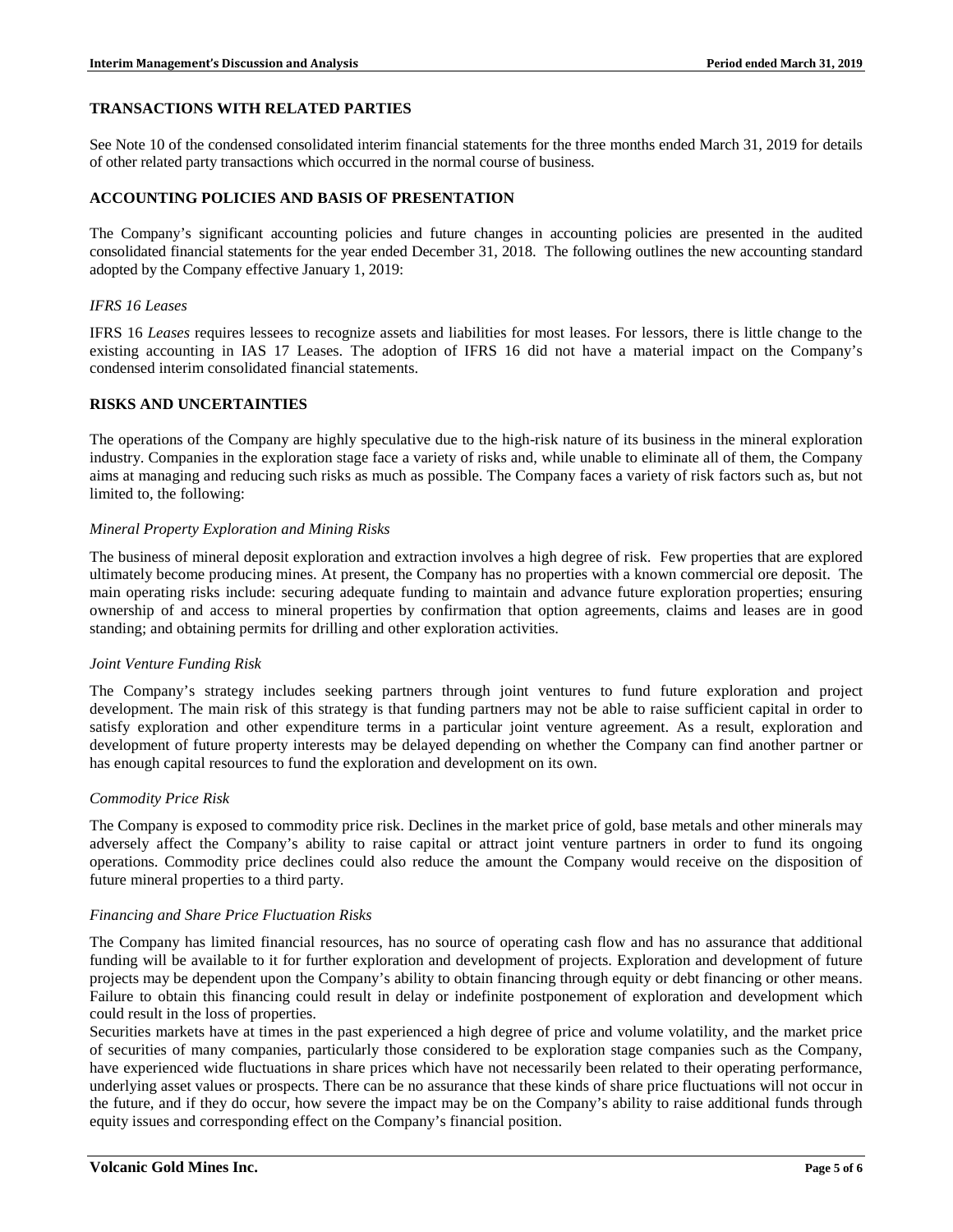## TRANSACTIONS WITH RELATED PARTIES

See Note 10 of the condensed consolidated interim financial statements for the three months ended March 31, 2019 for details of other related party transactions which occurred in the normal course of business.

## ACCOUNTING POLICIES AND BASIS OF PRESENTATION

The Company's significant accounting policies and future changes in accounting policies are presented in the audited consolidated financial statements for the year ended December 31, 2018. The following outlines the new accounting standard adopted by the Company effective January 1, 2019:

### *IFRS 16 Leases*

IFRS 16 *Leases* requires lessees to recognize assets and liabilities for most leases. For lessors, there is little change to the existing accounting in IAS 17 Leases. The adoption of IFRS 16 did not have a material impact on the Company's condensed interim consolidated financial statements.

## RISKS AND UNCERTAINTIES

The operations of the Company are highly speculative due to the high-risk nature of its business in the mineral exploration industry. Companies in the exploration stage face a variety of risks and, while unable to eliminate all of them, the Company aims at managing and reducing such risks as much as possible. The Company faces a variety of risk factors such as, but not limited to, the following:

### *Mineral Property Exploration and Mining Risks*

The business of mineral deposit exploration and extraction involves a high degree of risk. Few properties that are explored ultimately become producing mines. At present, the Company has no properties with a known commercial ore deposit. The main operating risks include: securing adequate funding to maintain and advance future exploration properties; ensuring ownership of and access to mineral properties by confirmation that option agreements, claims and leases are in good standing; and obtaining permits for drilling and other exploration activities.

### *Joint Venture Funding Risk*

The Company's strategy includes seeking partners through joint ventures to fund future exploration and project development. The main risk of this strategy is that funding partners may not be able to raise sufficient capital in order to satisfy exploration and other expenditure terms in a particular joint venture agreement. As a result, exploration and development of future property interests may be delayed depending on whether the Company can find another partner or has enough capital resources to fund the exploration and development on its own.

### *Commodity Price Risk*

The Company is exposed to commodity price risk. Declines in the market price of gold, base metals and other minerals may adversely affect the Company's ability to raise capital or attract joint venture partners in order to fund its ongoing operations. Commodity price declines could also reduce the amount the Company would receive on the disposition of future mineral properties to a third party.

### *Financing and Share Price Fluctuation Risks*

The Company has limited financial resources, has no source of operating cash flow and has no assurance that additional funding will be available to it for further exploration and development of projects. Exploration and development of future projects may be dependent upon the Company's ability to obtain financing through equity or debt financing or other means. Failure to obtain this financing could result in delay or indefinite postponement of exploration and development which could result in the loss of properties.

Securities markets have at times in the past experienced a high degree of price and volume volatility, and the market price of securities of many companies, particularly those considered to be exploration stage companies such as the Company, have experienced wide fluctuations in share prices which have not necessarily been related to their operating performance, underlying asset values or prospects. There can be no assurance that these kinds of share price fluctuations will not occur in the future, and if they do occur, how severe the impact may be on the Company's ability to raise additional funds through equity issues and corresponding effect on the Company's financial position.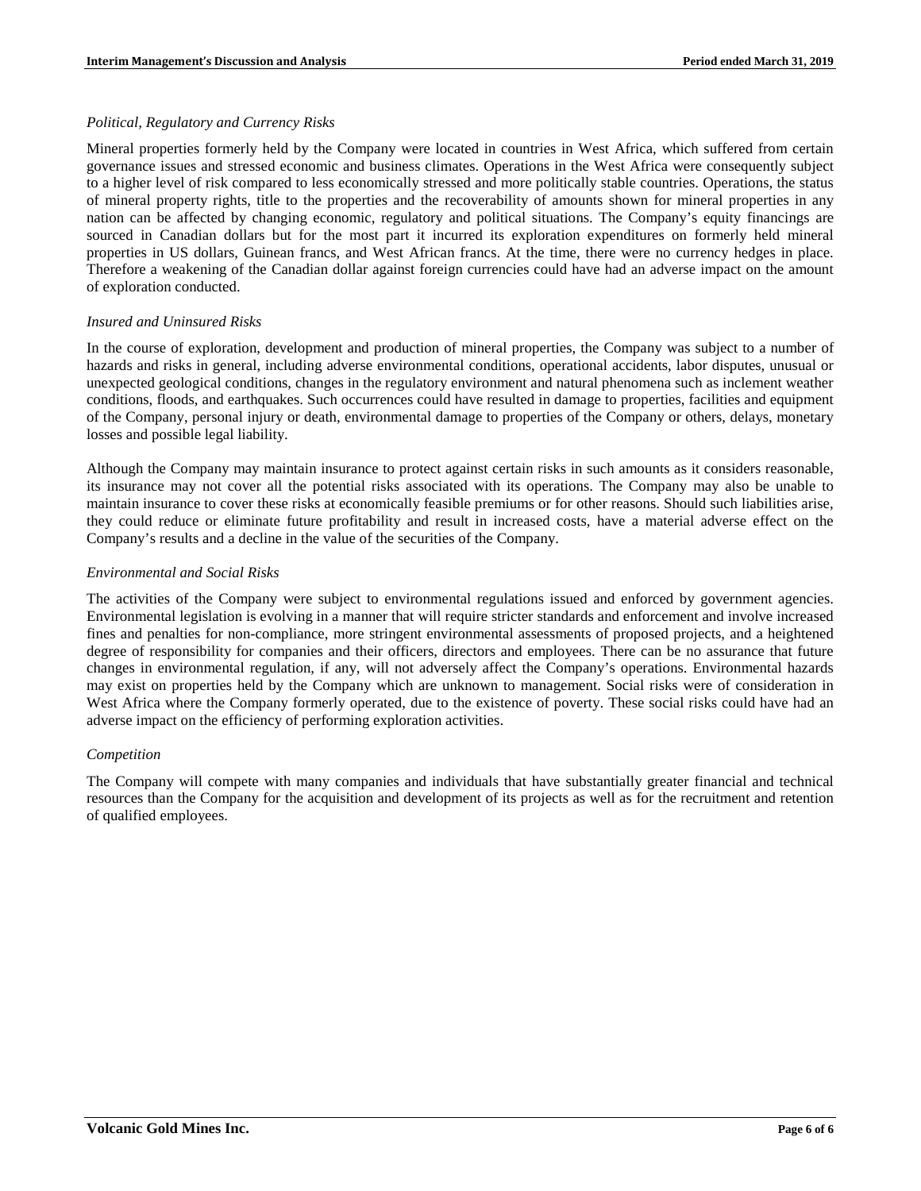*Political, Regulatory and Currency Risks*

Mineral properties formerly held by the Company were located in countries in West Africa, which suffered from certain governance issues and stressed economic and business climates. Operations in the West Africa were consequently subject to a higher level of risk compared to less economically stressed and more politically stable countries. Operations, the status of mineral property rights, title to the properties and the recoverability of amounts shown for mineral properties in any nation can be affected by changing economic, regulatory and political situations. The Company's equity financings are sourced in Canadian dollars but for the most part it incurred its exploration expenditures on formerly held mineral properties in US dollars, Guinean francs, and West African francs. At the time, there were no currency hedges in place. Therefore a weakening of the Canadian dollar against foreign currencies could have had an adverse impact on the amount of exploration conducted.

*Insured and Uninsured Risks*

In the course of exploration, development and production of mineral properties, the Company was subject to a number of hazards and risks in general, including adverse environmental conditions, operational accidents, labor disputes, unusual or unexpected geological conditions, changes in the regulatory environment and natural phenomena such as inclement weather conditions, floods, and earthquakes. Such occurrences could have resulted in damage to properties, facilities and equipment of the Company, personal injury or death, environmental damage to properties of the Company or others, delays, monetary losses and possible legal liability.

Although the Company may maintain insurance to protect against certain risks in such amounts as it considers reasonable, its insurance may not cover all the potential risks associated with its operations. The Company may also be unable to maintain insurance to cover these risks at economically feasible premiums or for other reasons. Should such liabilities arise, they could reduce or eliminate future profitability and result in increased costs, have a material adverse effect on the Company's results and a decline in the value of the securities of the Company.

*Environmental and Social Risks*

The activities of the Company were subject to environmental regulations issued and enforced by government agencies. Environmental legislation is evolving in a manner that will require stricter standards and enforcement and involve increased fines and penalties for non-compliance, more stringent environmental assessments of proposed projects, and a heightened degree of responsibility for companies and their officers, directors and employees. There can be no assurance that future changes in environmental regulation, if any, will not adversely affect the Company's operations. Environmental hazards may exist on properties held by the Company which are unknown to management. Social risks were of consideration in West Africa where the Company formerly operated, due to the existence of poverty. These social risks could have had an adverse impact on the efficiency of performing exploration activities.

*Competition*

The Company will compete with many companies and individuals that have substantially greater financial and technical resources than the Company for the acquisition and development of its projects as well as for the recruitment and retention of qualified employees.